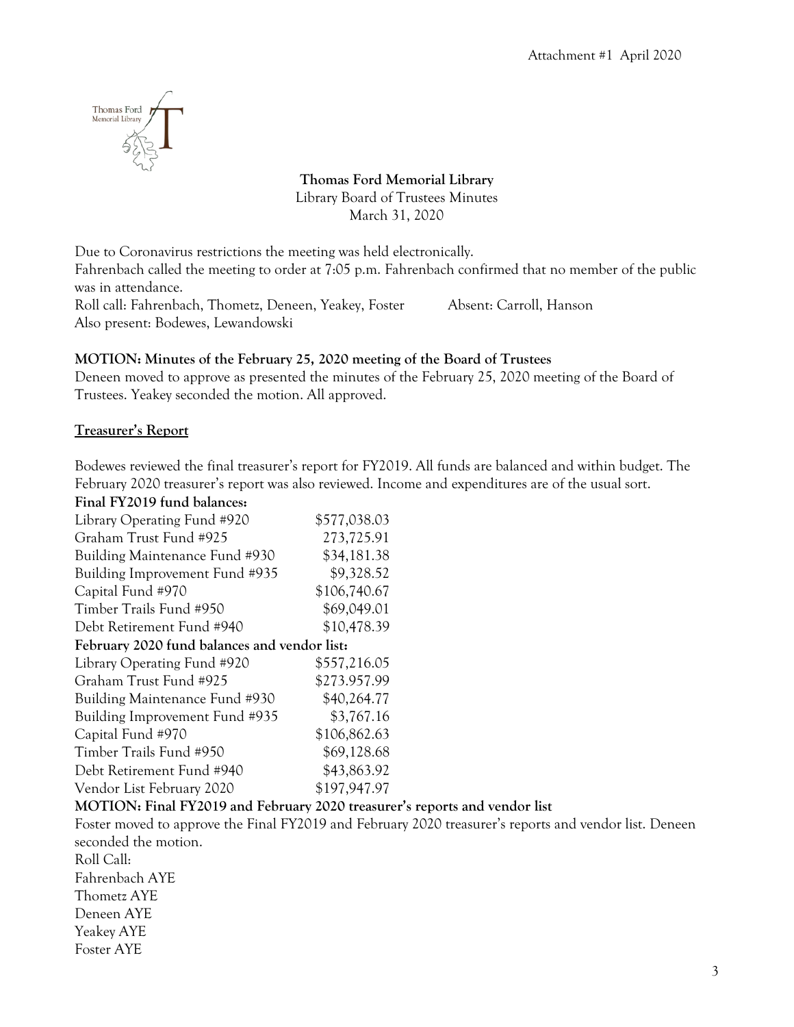Attachment #1 April 2020

**Thomas Ford Memorial Library**
Library Board of Trustees Minutes
March 31, 2020

Due to Coronavirus restrictions the meeting was held electronically.
Fahrenbach called the meeting to order at 7:05 p.m. Fahrenbach confirmed that no member of the public was in attendance.
Roll call: Fahrenbach, Thometz, Deneen, Yeakey, Foster Absent: Carroll, Hanson
Also present: Bodewes, Lewandowski

**MOTION: Minutes of the February 25, 2020 meeting of the Board of Trustees**
Deneen moved to approve as presented the minutes of the February 25, 2020 meeting of the Board of Trustees. Yeakey seconded the motion. All approved.

**Treasurer's Report**

Bodewes reviewed the final treasurer's report for FY2019. All funds are balanced and within budget. The February 2020 treasurer's report was also reviewed. Income and expenditures are of the usual sort.

**Final FY2019 fund balances:**

| | |
|---|---|
| Library Operating Fund #920 | $577,038.03 |
| Graham Trust Fund #925 | 273,725.91 |
| Building Maintenance Fund #930 | $34,181.38 |
| Building Improvement Fund #935 | $9,328.52 |
| Capital Fund #970 | $106,740.67 |
| Timber Trails Fund #950 | $69,049.01 |
| Debt Retirement Fund #940 | $10,478.39 |

**February 2020 fund balances and vendor list:**

| | |
|---|---|
| Library Operating Fund #920 | $557,216.05 |
| Graham Trust Fund #925 | $273.957.99 |
| Building Maintenance Fund #930 | $40,264.77 |
| Building Improvement Fund #935 | $3,767.16 |
| Capital Fund #970 | $106,862.63 |
| Timber Trails Fund #950 | $69,128.68 |
| Debt Retirement Fund #940 | $43,863.92 |
| Vendor List February 2020 | $197,947.97 |

**MOTION: Final FY2019 and February 2020 treasurer's reports and vendor list**
Foster moved to approve the Final FY2019 and February 2020 treasurer's reports and vendor list. Deneen seconded the motion.
Roll Call:
Fahrenbach AYE
Thometz AYE
Deneen AYE
Yeakey AYE
Foster AYE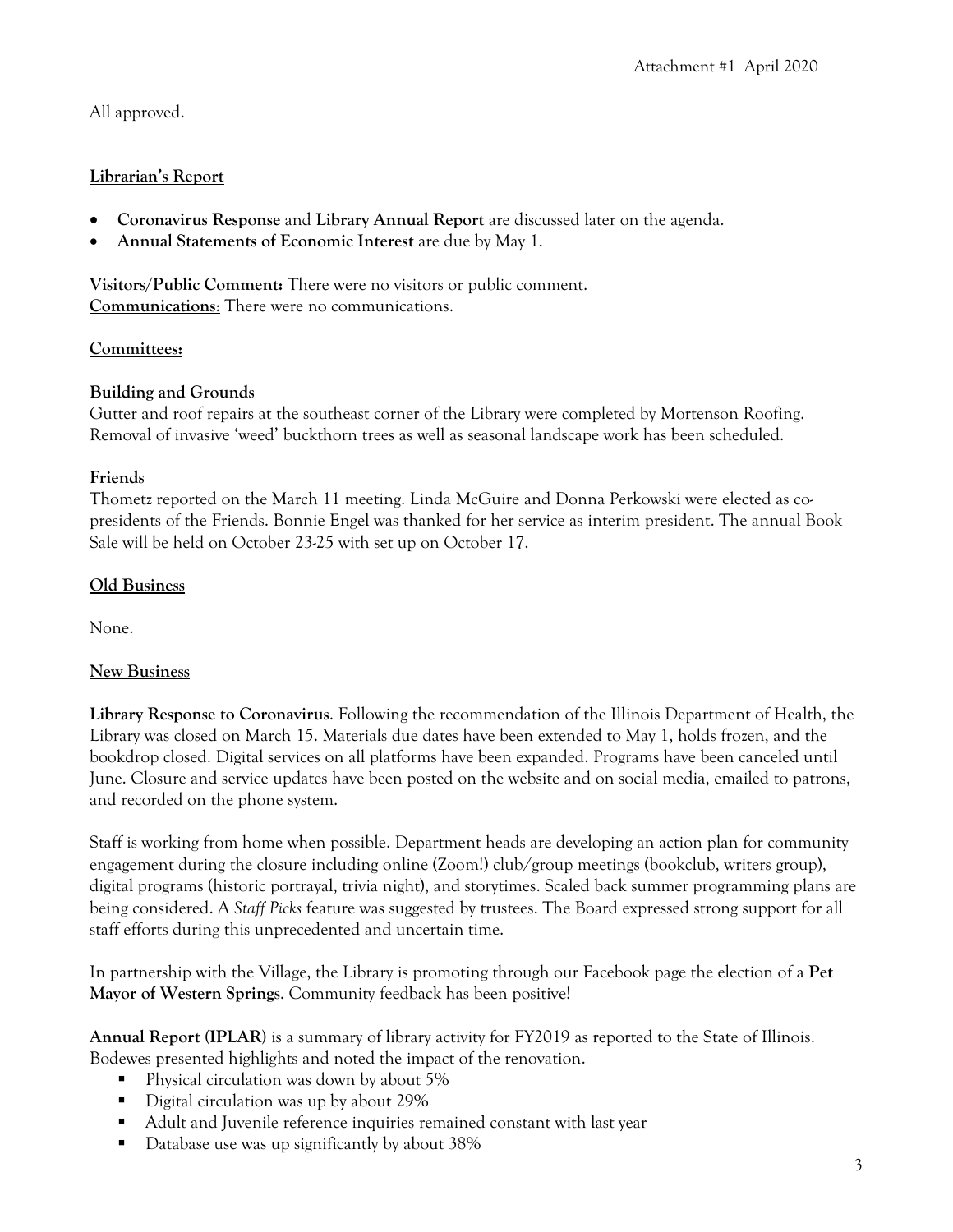All approved.

**Librarian's Report**

- **Coronavirus Response** and **Library Annual Report** are discussed later on the agenda.
- **Annual Statements of Economic Interest** are due by May 1.

**Visitors/Public Comment:** There were no visitors or public comment.
**Communications**: There were no communications.

**Committees:**

**Building and Grounds**
Gutter and roof repairs at the southeast corner of the Library were completed by Mortenson Roofing. Removal of invasive 'weed' buckthorn trees as well as seasonal landscape work has been scheduled.

**Friends**
Thometz reported on the March 11 meeting. Linda McGuire and Donna Perkowski were elected as co-presidents of the Friends. Bonnie Engel was thanked for her service as interim president. The annual Book Sale will be held on October 23-25 with set up on October 17.

**Old Business**

None.

**New Business**

**Library Response to Coronavirus**. Following the recommendation of the Illinois Department of Health, the Library was closed on March 15. Materials due dates have been extended to May 1, holds frozen, and the bookdrop closed. Digital services on all platforms have been expanded. Programs have been canceled until June. Closure and service updates have been posted on the website and on social media, emailed to patrons, and recorded on the phone system.

Staff is working from home when possible. Department heads are developing an action plan for community engagement during the closure including online (Zoom!) club/group meetings (bookclub, writers group), digital programs (historic portrayal, trivia night), and storytimes. Scaled back summer programming plans are being considered. A *Staff Picks* feature was suggested by trustees. The Board expressed strong support for all staff efforts during this unprecedented and uncertain time.

In partnership with the Village, the Library is promoting through our Facebook page the election of a **Pet Mayor of Western Springs**. Community feedback has been positive!

**Annual Report (IPLAR)** is a summary of library activity for FY2019 as reported to the State of Illinois. Bodewes presented highlights and noted the impact of the renovation.

- Physical circulation was down by about 5%
- Digital circulation was up by about 29%
- Adult and Juvenile reference inquiries remained constant with last year
- Database use was up significantly by about 38%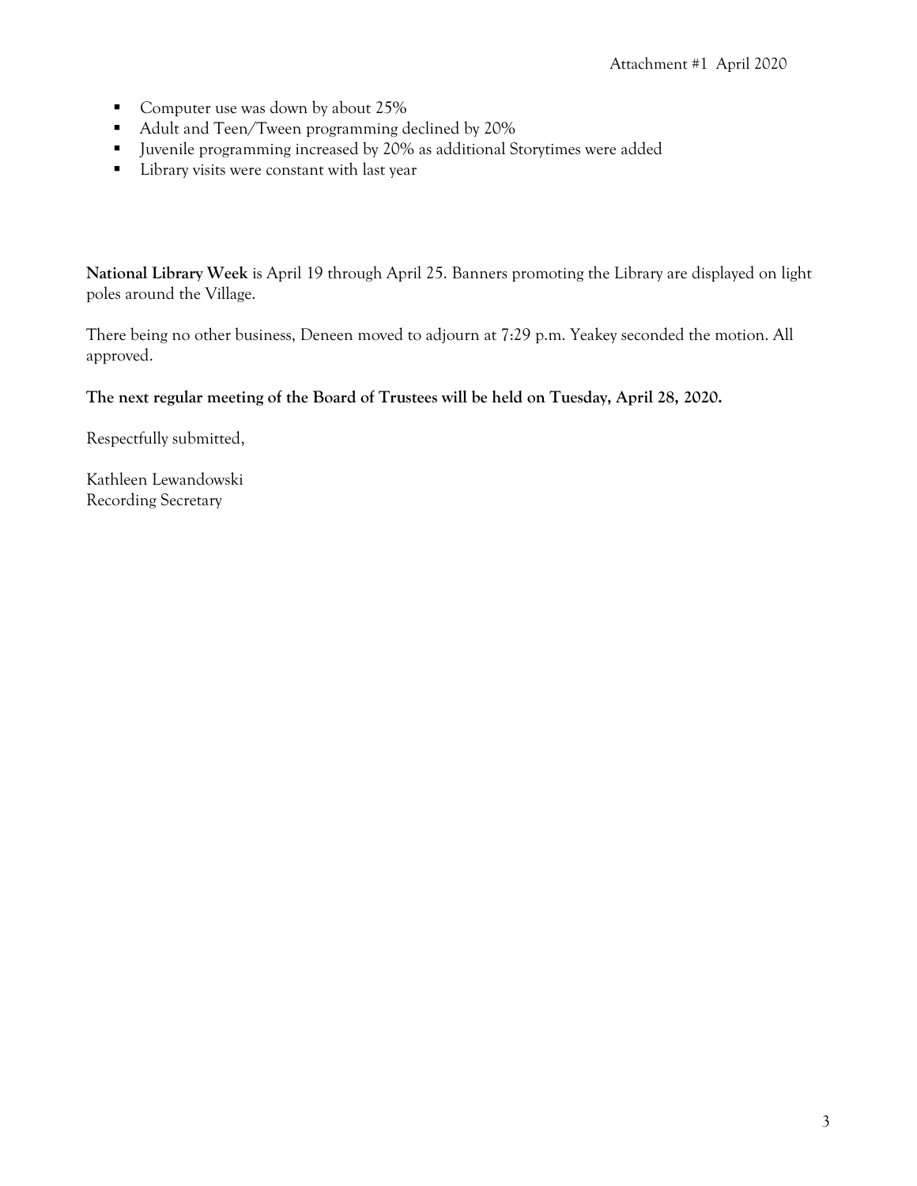- Computer use was down by about 25%
- Adult and Teen/Tween programming declined by 20%
- Juvenile programming increased by 20% as additional Storytimes were added
- Library visits were constant with last year

**National Library Week** is April 19 through April 25. Banners promoting the Library are displayed on light poles around the Village.

There being no other business, Deneen moved to adjourn at 7:29 p.m. Yeakey seconded the motion. All approved.

**The next regular meeting of the Board of Trustees will be held on Tuesday, April 28, 2020.**

Respectfully submitted,

Kathleen Lewandowski
Recording Secretary